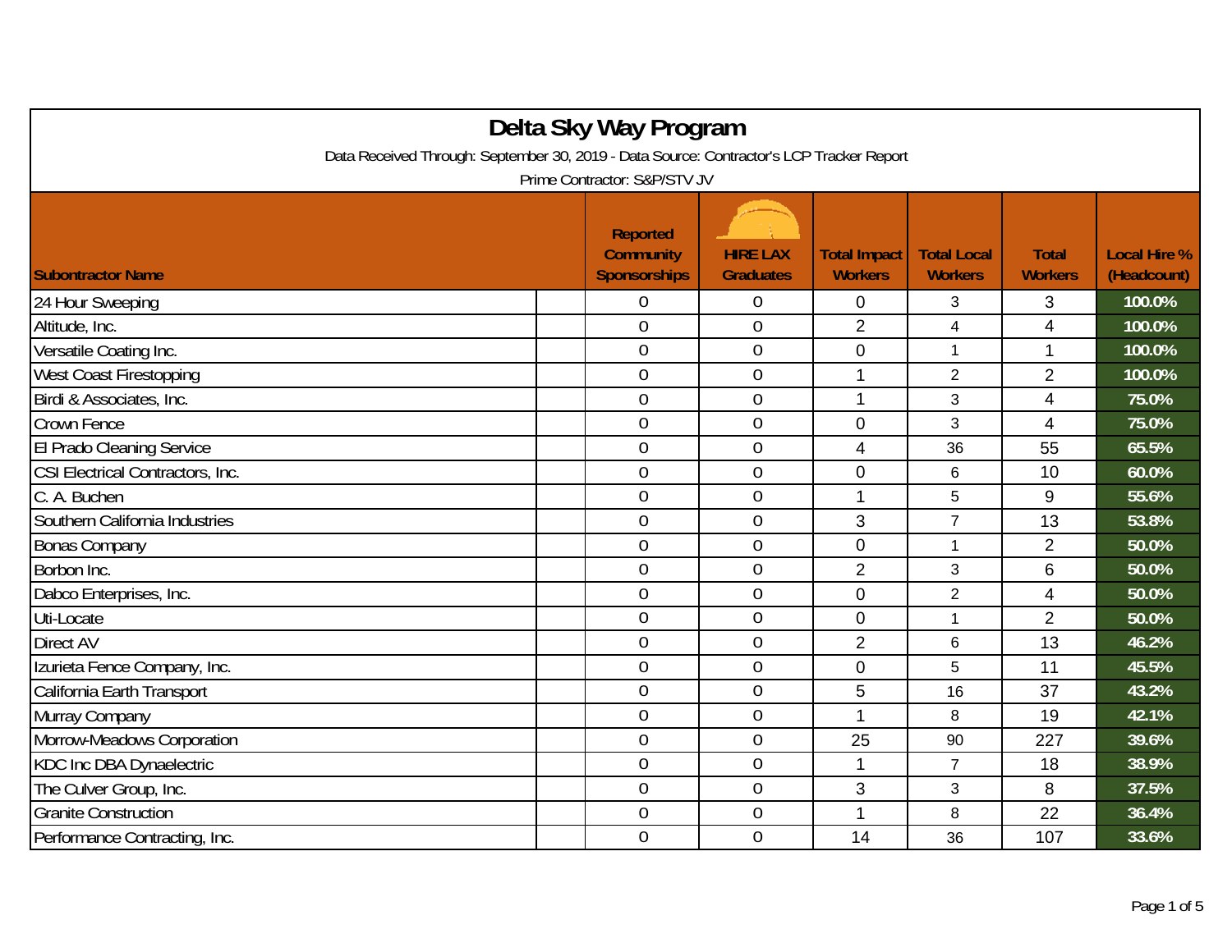# Delta Sky Way Program

Data Received Through: September 30, 2019 - Data Source: Contractor's LCP Tracker Report

Prime Contractor: S&P/STV JV

| Subontractor Name | Reported Community Sponsorships | HIRE LAX Graduates | Total Impact Workers | Total Local Workers | Total Workers | Local Hire % (Headcount) |
|---|---|---|---|---|---|---|
| 24 Hour Sweeping | 0 | 0 | 0 | 3 | 3 | 100.0% |
| Altitude, Inc. | 0 | 0 | 2 | 4 | 4 | 100.0% |
| Versatile Coating Inc. | 0 | 0 | 0 | 1 | 1 | 100.0% |
| West Coast Firestopping | 0 | 0 | 1 | 2 | 2 | 100.0% |
| Birdi & Associates, Inc. | 0 | 0 | 1 | 3 | 4 | 75.0% |
| Crown Fence | 0 | 0 | 0 | 3 | 4 | 75.0% |
| El Prado Cleaning Service | 0 | 0 | 4 | 36 | 55 | 65.5% |
| CSI Electrical Contractors, Inc. | 0 | 0 | 0 | 6 | 10 | 60.0% |
| C. A. Buchen | 0 | 0 | 1 | 5 | 9 | 55.6% |
| Southern California Industries | 0 | 0 | 3 | 7 | 13 | 53.8% |
| Bonas Company | 0 | 0 | 0 | 1 | 2 | 50.0% |
| Borbon Inc. | 0 | 0 | 2 | 3 | 6 | 50.0% |
| Dabco Enterprises, Inc. | 0 | 0 | 0 | 2 | 4 | 50.0% |
| Uti-Locate | 0 | 0 | 0 | 1 | 2 | 50.0% |
| Direct AV | 0 | 0 | 2 | 6 | 13 | 46.2% |
| Izurieta Fence Company, Inc. | 0 | 0 | 0 | 5 | 11 | 45.5% |
| California Earth Transport | 0 | 0 | 5 | 16 | 37 | 43.2% |
| Murray Company | 0 | 0 | 1 | 8 | 19 | 42.1% |
| Morrow-Meadows Corporation | 0 | 0 | 25 | 90 | 227 | 39.6% |
| KDC Inc DBA Dynaelectric | 0 | 0 | 1 | 7 | 18 | 38.9% |
| The Culver Group, Inc. | 0 | 0 | 3 | 3 | 8 | 37.5% |
| Granite Construction | 0 | 0 | 1 | 8 | 22 | 36.4% |
| Performance Contracting, Inc. | 0 | 0 | 14 | 36 | 107 | 33.6% |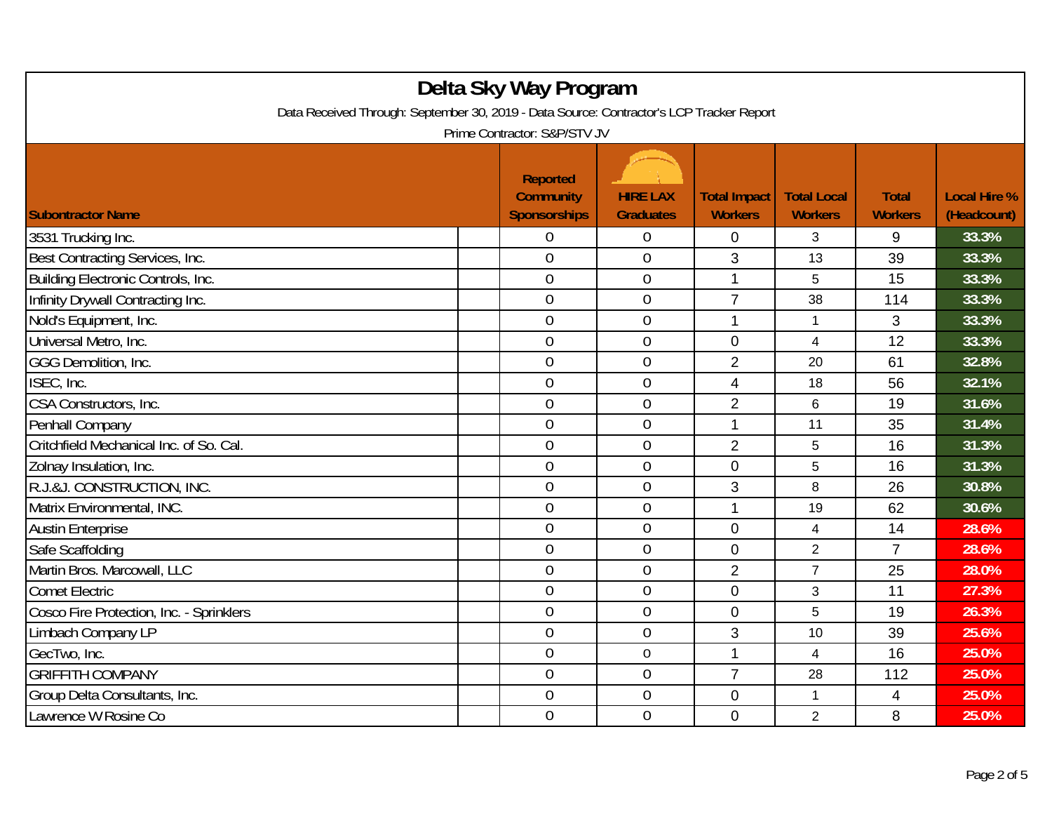# Delta Sky Way Program

Data Received Through: September 30, 2019 - Data Source: Contractor's LCP Tracker Report

Prime Contractor: S&P/STV JV

| Subontractor Name | Reported Community Sponsorships | HIRE LAX Graduates | Total Impact Workers | Total Local Workers | Total Workers | Local Hire % (Headcount) |
|---|---|---|---|---|---|---|
| 3531 Trucking Inc. | 0 | 0 | 0 | 3 | 9 | 33.3% |
| Best Contracting Services, Inc. | 0 | 0 | 3 | 13 | 39 | 33.3% |
| Building Electronic Controls, Inc. | 0 | 0 | 1 | 5 | 15 | 33.3% |
| Infinity Drywall Contracting Inc. | 0 | 0 | 7 | 38 | 114 | 33.3% |
| Nold's Equipment, Inc. | 0 | 0 | 1 | 1 | 3 | 33.3% |
| Universal Metro, Inc. | 0 | 0 | 0 | 4 | 12 | 33.3% |
| GGG Demolition, Inc. | 0 | 0 | 2 | 20 | 61 | 32.8% |
| ISEC, Inc. | 0 | 0 | 4 | 18 | 56 | 32.1% |
| CSA Constructors, Inc. | 0 | 0 | 2 | 6 | 19 | 31.6% |
| Penhall Company | 0 | 0 | 1 | 11 | 35 | 31.4% |
| Critchfield Mechanical Inc. of So. Cal. | 0 | 0 | 2 | 5 | 16 | 31.3% |
| Zolnay Insulation, Inc. | 0 | 0 | 0 | 5 | 16 | 31.3% |
| R.J.&J. CONSTRUCTION, INC. | 0 | 0 | 3 | 8 | 26 | 30.8% |
| Matrix Environmental, INC. | 0 | 0 | 1 | 19 | 62 | 30.6% |
| Austin Enterprise | 0 | 0 | 0 | 4 | 14 | 28.6% |
| Safe Scaffolding | 0 | 0 | 0 | 2 | 7 | 28.6% |
| Martin Bros. Marcowall, LLC | 0 | 0 | 2 | 7 | 25 | 28.0% |
| Comet Electric | 0 | 0 | 0 | 3 | 11 | 27.3% |
| Cosco Fire Protection, Inc. - Sprinklers | 0 | 0 | 0 | 5 | 19 | 26.3% |
| Limbach Company LP | 0 | 0 | 3 | 10 | 39 | 25.6% |
| GecTwo, Inc. | 0 | 0 | 1 | 4 | 16 | 25.0% |
| GRIFFITH COMPANY | 0 | 0 | 7 | 28 | 112 | 25.0% |
| Group Delta Consultants, Inc. | 0 | 0 | 0 | 1 | 4 | 25.0% |
| Lawrence W Rosine Co | 0 | 0 | 0 | 2 | 8 | 25.0% |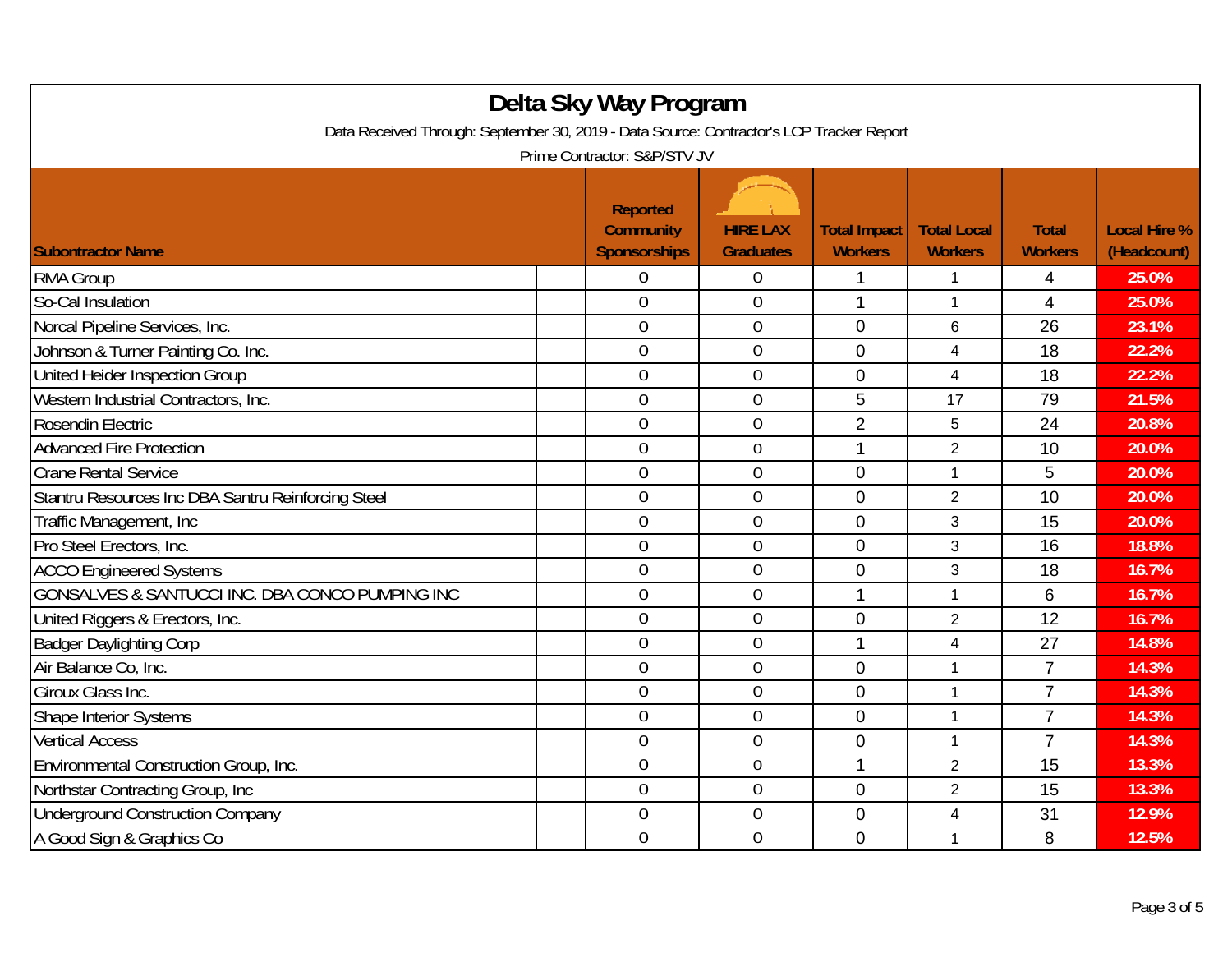# Delta Sky Way Program

Data Received Through: September 30, 2019 - Data Source: Contractor's LCP Tracker Report

Prime Contractor: S&P/STV JV

| Subcontractor Name | Reported Community Sponsorships | HIRE LAX Graduates | Total Impact Workers | Total Local Workers | Total Workers | Local Hire % (Headcount) |
|---|---|---|---|---|---|---|
| RMA Group | 0 | 0 | 1 | 1 | 4 | 25.0% |
| So-Cal Insulation | 0 | 0 | 1 | 1 | 4 | 25.0% |
| Norcal Pipeline Services, Inc. | 0 | 0 | 0 | 6 | 26 | 23.1% |
| Johnson & Turner Painting Co. Inc. | 0 | 0 | 0 | 4 | 18 | 22.2% |
| United Heider Inspection Group | 0 | 0 | 0 | 4 | 18 | 22.2% |
| Western Industrial Contractors, Inc. | 0 | 0 | 5 | 17 | 79 | 21.5% |
| Rosendin Electric | 0 | 0 | 2 | 5 | 24 | 20.8% |
| Advanced Fire Protection | 0 | 0 | 1 | 2 | 10 | 20.0% |
| Crane Rental Service | 0 | 0 | 0 | 1 | 5 | 20.0% |
| Stantru Resources Inc DBA Santru Reinforcing Steel | 0 | 0 | 0 | 2 | 10 | 20.0% |
| Traffic Management, Inc | 0 | 0 | 0 | 3 | 15 | 20.0% |
| Pro Steel Erectors, Inc. | 0 | 0 | 0 | 3 | 16 | 18.8% |
| ACCO Engineered Systems | 0 | 0 | 0 | 3 | 18 | 16.7% |
| GONSALVES & SANTUCCI INC. DBA CONCO PUMPING INC | 0 | 0 | 1 | 1 | 6 | 16.7% |
| United Riggers & Erectors, Inc. | 0 | 0 | 0 | 2 | 12 | 16.7% |
| Badger Daylighting Corp | 0 | 0 | 1 | 4 | 27 | 14.8% |
| Air Balance Co, Inc. | 0 | 0 | 0 | 1 | 7 | 14.3% |
| Giroux Glass Inc. | 0 | 0 | 0 | 1 | 7 | 14.3% |
| Shape Interior Systems | 0 | 0 | 0 | 1 | 7 | 14.3% |
| Vertical Access | 0 | 0 | 0 | 1 | 7 | 14.3% |
| Environmental Construction Group, Inc. | 0 | 0 | 1 | 2 | 15 | 13.3% |
| Northstar Contracting Group, Inc | 0 | 0 | 0 | 2 | 15 | 13.3% |
| Underground Construction Company | 0 | 0 | 0 | 4 | 31 | 12.9% |
| A Good Sign & Graphics Co | 0 | 0 | 0 | 1 | 8 | 12.5% |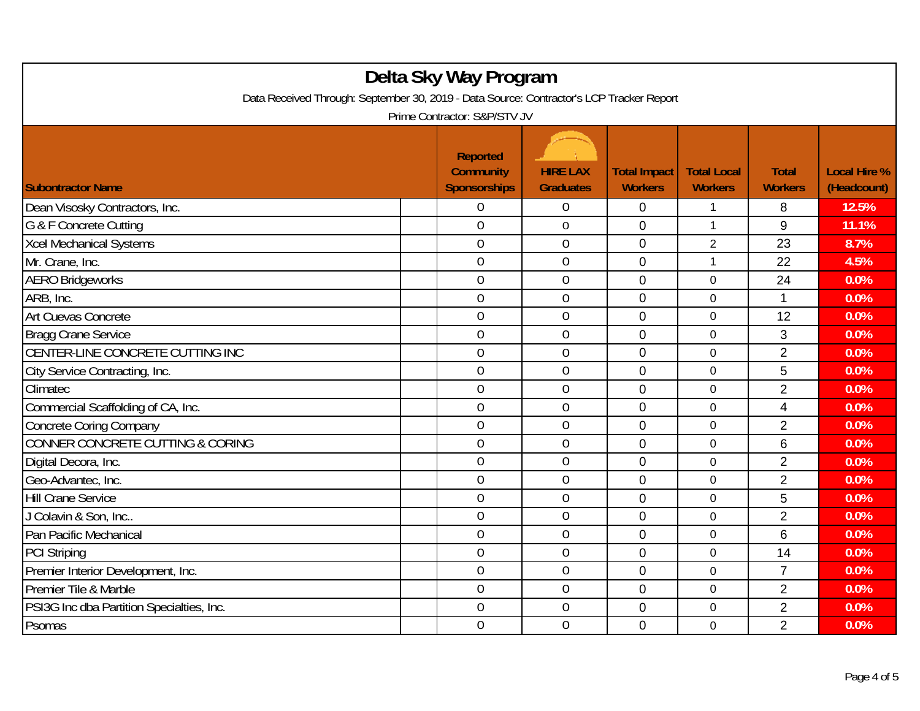# Delta Sky Way Program

Data Received Through: September 30, 2019 - Data Source: Contractor's LCP Tracker Report

Prime Contractor: S&P/STV JV

| Subontractor Name | | Reported Community Sponsorships | HIRE LAX Graduates | Total Impact Workers | Total Local Workers | Total Workers | Local Hire % (Headcount) |
|---|---|---|---|---|---|---|---|
| Dean Visosky Contractors, Inc. | | 0 | 0 | 0 | 1 | 8 | 12.5% |
| G & F Concrete Cutting | | 0 | 0 | 0 | 1 | 9 | 11.1% |
| Xcel Mechanical Systems | | 0 | 0 | 0 | 2 | 23 | 8.7% |
| Mr. Crane, Inc. | | 0 | 0 | 0 | 1 | 22 | 4.5% |
| AERO Bridgeworks | | 0 | 0 | 0 | 0 | 24 | 0.0% |
| ARB, Inc. | | 0 | 0 | 0 | 0 | 1 | 0.0% |
| Art Cuevas Concrete | | 0 | 0 | 0 | 0 | 12 | 0.0% |
| Bragg Crane Service | | 0 | 0 | 0 | 0 | 3 | 0.0% |
| CENTER-LINE CONCRETE CUTTING INC | | 0 | 0 | 0 | 0 | 2 | 0.0% |
| City Service Contracting, Inc. | | 0 | 0 | 0 | 0 | 5 | 0.0% |
| Climatec | | 0 | 0 | 0 | 0 | 2 | 0.0% |
| Commercial Scaffolding of CA, Inc. | | 0 | 0 | 0 | 0 | 4 | 0.0% |
| Concrete Coring Company | | 0 | 0 | 0 | 0 | 2 | 0.0% |
| CONNER CONCRETE CUTTING & CORING | | 0 | 0 | 0 | 0 | 6 | 0.0% |
| Digital Decora, Inc. | | 0 | 0 | 0 | 0 | 2 | 0.0% |
| Geo-Advantec, Inc. | | 0 | 0 | 0 | 0 | 2 | 0.0% |
| Hill Crane Service | | 0 | 0 | 0 | 0 | 5 | 0.0% |
| J Colavin & Son, Inc.. | | 0 | 0 | 0 | 0 | 2 | 0.0% |
| Pan Pacific Mechanical | | 0 | 0 | 0 | 0 | 6 | 0.0% |
| PCI Striping | | 0 | 0 | 0 | 0 | 14 | 0.0% |
| Premier Interior Development, Inc. | | 0 | 0 | 0 | 0 | 7 | 0.0% |
| Premier Tile & Marble | | 0 | 0 | 0 | 0 | 2 | 0.0% |
| PSI3G Inc dba Partition Specialties, Inc. | | 0 | 0 | 0 | 0 | 2 | 0.0% |
| Psomas | | 0 | 0 | 0 | 0 | 2 | 0.0% |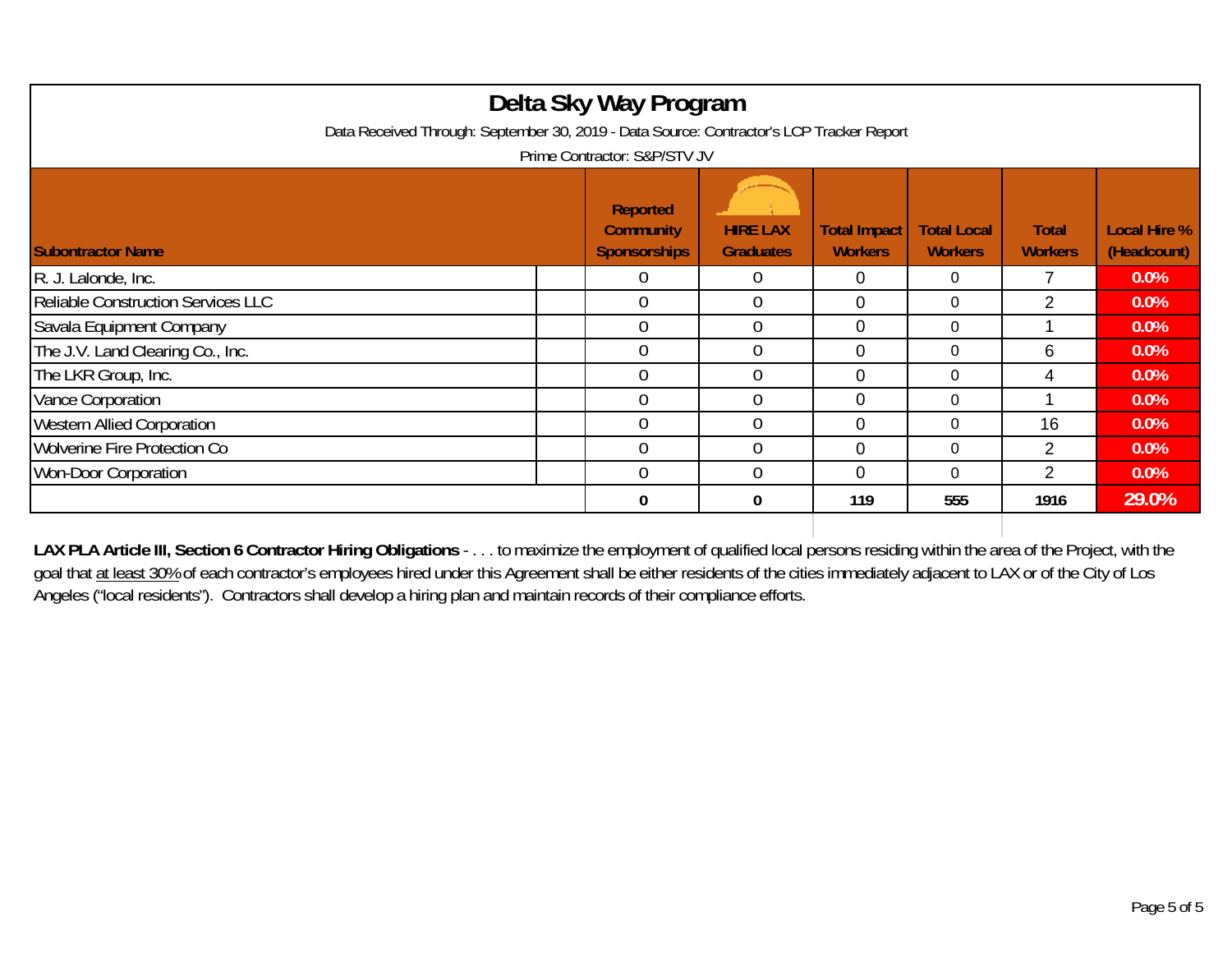# Delta Sky Way Program

Data Received Through: September 30, 2019 - Data Source: Contractor's LCP Tracker Report

Prime Contractor: S&P/STV JV

| Subontractor Name | Reported Community Sponsorships | HIRE LAX Graduates | Total Impact Workers | Total Local Workers | Total Workers | Local Hire % (Headcount) |
|---|---|---|---|---|---|---|
| R. J. Lalonde, Inc. | 0 | 0 | 0 | 0 | 7 | 0.0% |
| Reliable Construction Services LLC | 0 | 0 | 0 | 0 | 2 | 0.0% |
| Savala Equipment Company | 0 | 0 | 0 | 0 | 1 | 0.0% |
| The J.V. Land Clearing Co., Inc. | 0 | 0 | 0 | 0 | 6 | 0.0% |
| The LKR Group, Inc. | 0 | 0 | 0 | 0 | 4 | 0.0% |
| Vance Corporation | 0 | 0 | 0 | 0 | 1 | 0.0% |
| Western Allied Corporation | 0 | 0 | 0 | 0 | 16 | 0.0% |
| Wolverine Fire Protection Co | 0 | 0 | 0 | 0 | 2 | 0.0% |
| Won-Door Corporation | 0 | 0 | 0 | 0 | 2 | 0.0% |
| | **0** | **0** | **119** | **555** | **1916** | **29.0%** |

**LAX PLA Article III, Section 6 Contractor Hiring Obligations** - . . . to maximize the employment of qualified local persons residing within the area of the Project, with the goal that at least 30% of each contractor's employees hired under this Agreement shall be either residents of the cities immediately adjacent to LAX or of the City of Los Angeles ("local residents"). Contractors shall develop a hiring plan and maintain records of their compliance efforts.